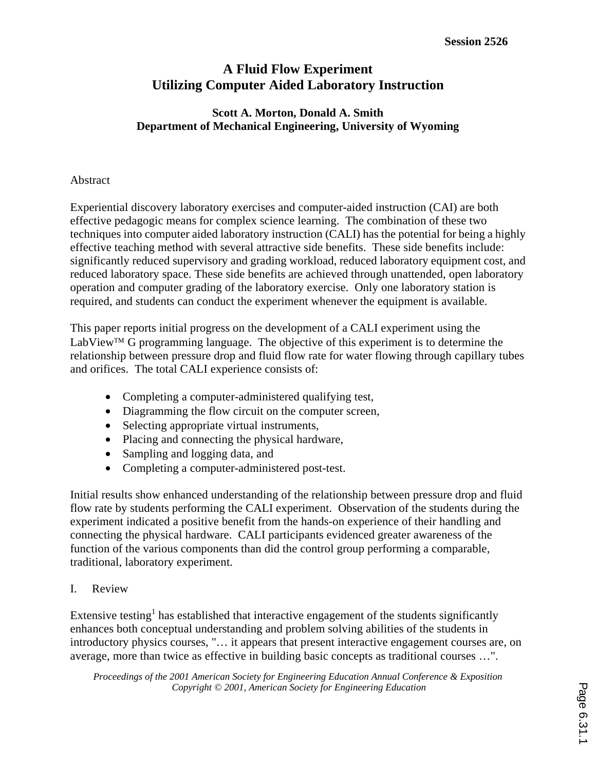# A Fluid Flow Experiment Utilizing Computer Aided Laboratory Instruction

**Scott A. Morton, Donald A. Smith**
**Department of Mechanical Engineering, University of Wyoming**

Abstract

Experiential discovery laboratory exercises and computer-aided instruction (CAI) are both effective pedagogic means for complex science learning. The combination of these two techniques into computer aided laboratory instruction (CALI) has the potential for being a highly effective teaching method with several attractive side benefits. These side benefits include: significantly reduced supervisory and grading workload, reduced laboratory equipment cost, and reduced laboratory space. These side benefits are achieved through unattended, open laboratory operation and computer grading of the laboratory exercise. Only one laboratory station is required, and students can conduct the experiment whenever the equipment is available.

This paper reports initial progress on the development of a CALI experiment using the LabView™ G programming language. The objective of this experiment is to determine the relationship between pressure drop and fluid flow rate for water flowing through capillary tubes and orifices. The total CALI experience consists of:

- Completing a computer-administered qualifying test,
- Diagramming the flow circuit on the computer screen,
- Selecting appropriate virtual instruments,
- Placing and connecting the physical hardware,
- Sampling and logging data, and
- Completing a computer-administered post-test.

Initial results show enhanced understanding of the relationship between pressure drop and fluid flow rate by students performing the CALI experiment. Observation of the students during the experiment indicated a positive benefit from the hands-on experience of their handling and connecting the physical hardware. CALI participants evidenced greater awareness of the function of the various components than did the control group performing a comparable, traditional, laboratory experiment.

## I. Review

Extensive testing[1] has established that interactive engagement of the students significantly enhances both conceptual understanding and problem solving abilities of the students in introductory physics courses, "… it appears that present interactive engagement courses are, on average, more than twice as effective in building basic concepts as traditional courses …".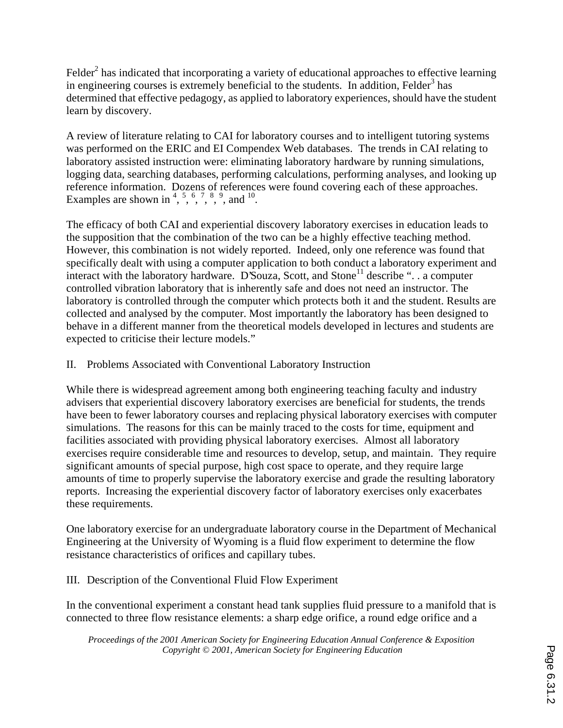Felder[2] has indicated that incorporating a variety of educational approaches to effective learning in engineering courses is extremely beneficial to the students. In addition, Felder[3] has determined that effective pedagogy, as applied to laboratory experiences, should have the student learn by discovery.

A review of literature relating to CAI for laboratory courses and to intelligent tutoring systems was performed on the ERIC and EI Compendex Web databases. The trends in CAI relating to laboratory assisted instruction were: eliminating laboratory hardware by running simulations, logging data, searching databases, performing calculations, performing analyses, and looking up reference information. Dozens of references were found covering each of these approaches. Examples are shown in [4], [5], [6], [7], [8], [9], and [10].

The efficacy of both CAI and experiential discovery laboratory exercises in education leads to the supposition that the combination of the two can be a highly effective teaching method. However, this combination is not widely reported. Indeed, only one reference was found that specifically dealt with using a computer application to both conduct a laboratory experiment and interact with the laboratory hardware. D'Souza, Scott, and Stone[11] describe ". . a computer controlled vibration laboratory that is inherently safe and does not need an instructor. The laboratory is controlled through the computer which protects both it and the student. Results are collected and analysed by the computer. Most importantly the laboratory has been designed to behave in a different manner from the theoretical models developed in lectures and students are expected to criticise their lecture models."

## II. Problems Associated with Conventional Laboratory Instruction

While there is widespread agreement among both engineering teaching faculty and industry advisers that experiential discovery laboratory exercises are beneficial for students, the trends have been to fewer laboratory courses and replacing physical laboratory exercises with computer simulations. The reasons for this can be mainly traced to the costs for time, equipment and facilities associated with providing physical laboratory exercises. Almost all laboratory exercises require considerable time and resources to develop, setup, and maintain. They require significant amounts of special purpose, high cost space to operate, and they require large amounts of time to properly supervise the laboratory exercise and grade the resulting laboratory reports. Increasing the experiential discovery factor of laboratory exercises only exacerbates these requirements.

One laboratory exercise for an undergraduate laboratory course in the Department of Mechanical Engineering at the University of Wyoming is a fluid flow experiment to determine the flow resistance characteristics of orifices and capillary tubes.

## III. Description of the Conventional Fluid Flow Experiment

In the conventional experiment a constant head tank supplies fluid pressure to a manifold that is connected to three flow resistance elements: a sharp edge orifice, a round edge orifice and a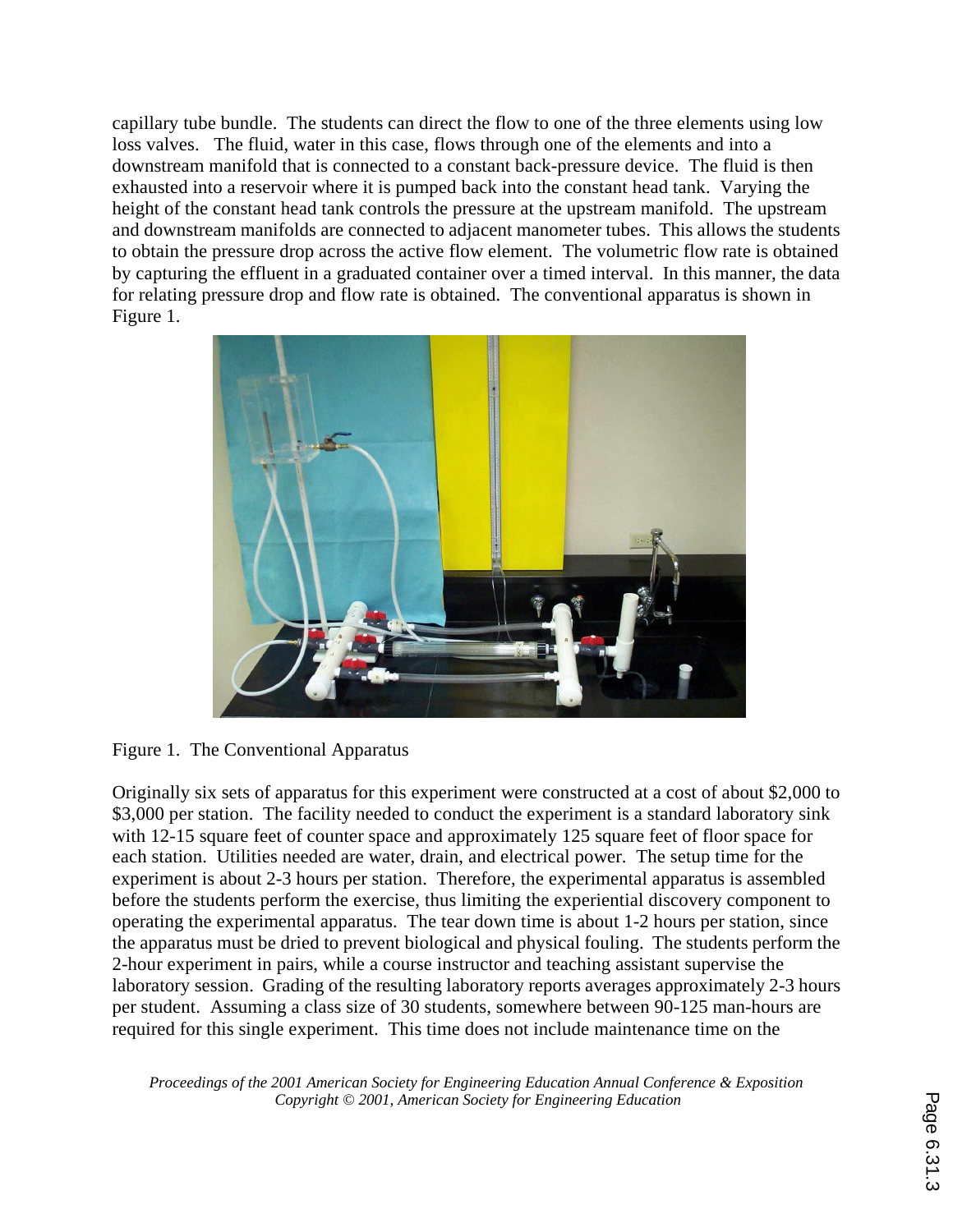capillary tube bundle. The students can direct the flow to one of the three elements using low loss valves. The fluid, water in this case, flows through one of the elements and into a downstream manifold that is connected to a constant back-pressure device. The fluid is then exhausted into a reservoir where it is pumped back into the constant head tank. Varying the height of the constant head tank controls the pressure at the upstream manifold. The upstream and downstream manifolds are connected to adjacent manometer tubes. This allows the students to obtain the pressure drop across the active flow element. The volumetric flow rate is obtained by capturing the effluent in a graduated container over a timed interval. In this manner, the data for relating pressure drop and flow rate is obtained. The conventional apparatus is shown in Figure 1.

Figure 1. The Conventional Apparatus

Originally six sets of apparatus for this experiment were constructed at a cost of about $2,000 to $3,000 per station. The facility needed to conduct the experiment is a standard laboratory sink with 12-15 square feet of counter space and approximately 125 square feet of floor space for each station. Utilities needed are water, drain, and electrical power. The setup time for the experiment is about 2-3 hours per station. Therefore, the experimental apparatus is assembled before the students perform the exercise, thus limiting the experiential discovery component to operating the experimental apparatus. The tear down time is about 1-2 hours per station, since the apparatus must be dried to prevent biological and physical fouling. The students perform the 2-hour experiment in pairs, while a course instructor and teaching assistant supervise the laboratory session. Grading of the resulting laboratory reports averages approximately 2-3 hours per student. Assuming a class size of 30 students, somewhere between 90-125 man-hours are required for this single experiment. This time does not include maintenance time on the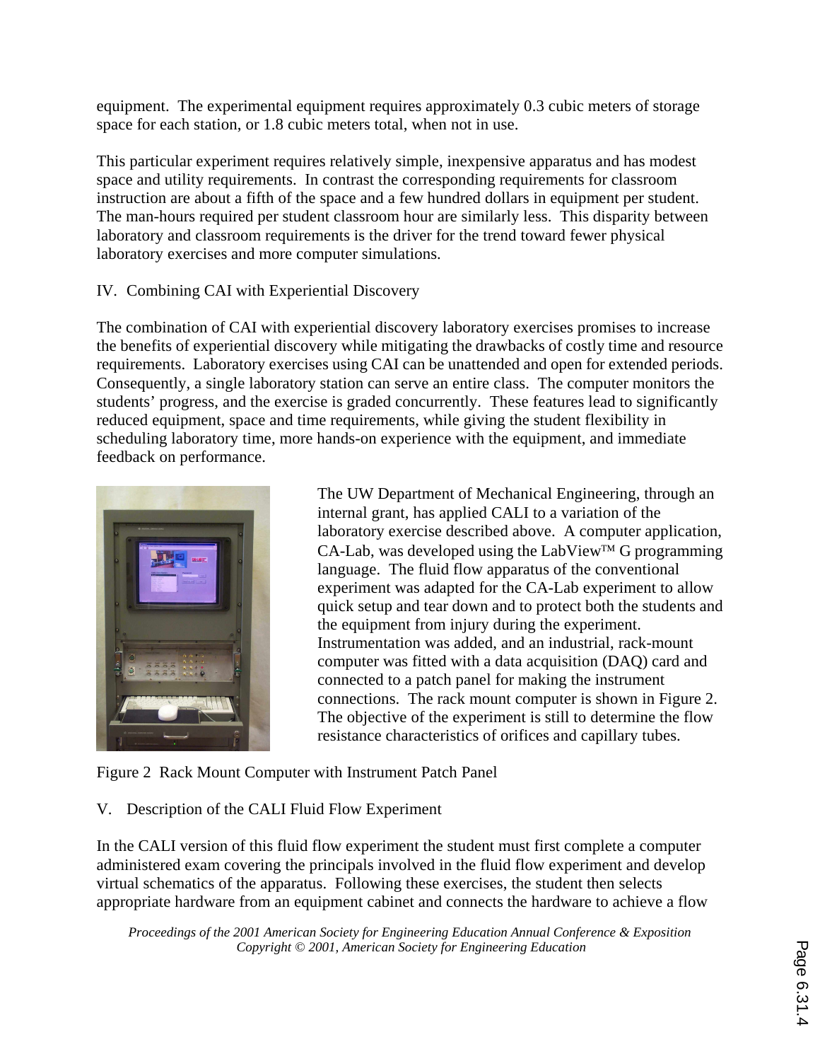equipment. The experimental equipment requires approximately 0.3 cubic meters of storage space for each station, or 1.8 cubic meters total, when not in use.

This particular experiment requires relatively simple, inexpensive apparatus and has modest space and utility requirements. In contrast the corresponding requirements for classroom instruction are about a fifth of the space and a few hundred dollars in equipment per student. The man-hours required per student classroom hour are similarly less. This disparity between laboratory and classroom requirements is the driver for the trend toward fewer physical laboratory exercises and more computer simulations.

## IV. Combining CAI with Experiential Discovery

The combination of CAI with experiential discovery laboratory exercises promises to increase the benefits of experiential discovery while mitigating the drawbacks of costly time and resource requirements. Laboratory exercises using CAI can be unattended and open for extended periods. Consequently, a single laboratory station can serve an entire class. The computer monitors the students' progress, and the exercise is graded concurrently. These features lead to significantly reduced equipment, space and time requirements, while giving the student flexibility in scheduling laboratory time, more hands-on experience with the equipment, and immediate feedback on performance.

The UW Department of Mechanical Engineering, through an internal grant, has applied CALI to a variation of the laboratory exercise described above. A computer application, CA-Lab, was developed using the LabView™ G programming language. The fluid flow apparatus of the conventional experiment was adapted for the CA-Lab experiment to allow quick setup and tear down and to protect both the students and the equipment from injury during the experiment. Instrumentation was added, and an industrial, rack-mount computer was fitted with a data acquisition (DAQ) card and connected to a patch panel for making the instrument connections. The rack mount computer is shown in Figure 2. The objective of the experiment is still to determine the flow resistance characteristics of orifices and capillary tubes.

Figure 2 Rack Mount Computer with Instrument Patch Panel

## V. Description of the CALI Fluid Flow Experiment

In the CALI version of this fluid flow experiment the student must first complete a computer administered exam covering the principals involved in the fluid flow experiment and develop virtual schematics of the apparatus. Following these exercises, the student then selects appropriate hardware from an equipment cabinet and connects the hardware to achieve a flow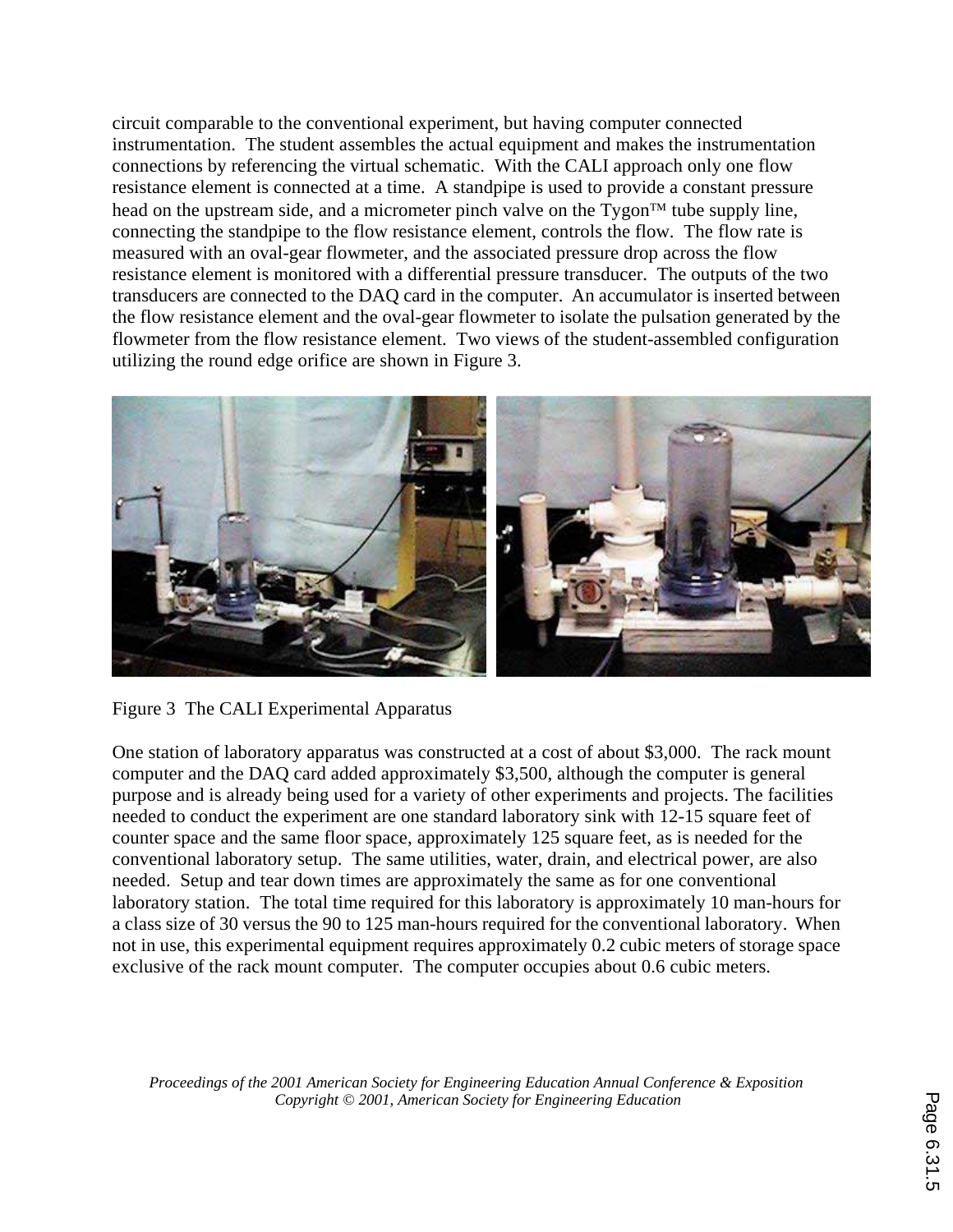circuit comparable to the conventional experiment, but having computer connected instrumentation. The student assembles the actual equipment and makes the instrumentation connections by referencing the virtual schematic. With the CALI approach only one flow resistance element is connected at a time. A standpipe is used to provide a constant pressure head on the upstream side, and a micrometer pinch valve on the Tygon™ tube supply line, connecting the standpipe to the flow resistance element, controls the flow. The flow rate is measured with an oval-gear flowmeter, and the associated pressure drop across the flow resistance element is monitored with a differential pressure transducer. The outputs of the two transducers are connected to the DAQ card in the computer. An accumulator is inserted between the flow resistance element and the oval-gear flowmeter to isolate the pulsation generated by the flowmeter from the flow resistance element. Two views of the student-assembled configuration utilizing the round edge orifice are shown in Figure 3.

Figure 3 The CALI Experimental Apparatus

One station of laboratory apparatus was constructed at a cost of about $3,000. The rack mount computer and the DAQ card added approximately $3,500, although the computer is general purpose and is already being used for a variety of other experiments and projects. The facilities needed to conduct the experiment are one standard laboratory sink with 12-15 square feet of counter space and the same floor space, approximately 125 square feet, as is needed for the conventional laboratory setup. The same utilities, water, drain, and electrical power, are also needed. Setup and tear down times are approximately the same as for one conventional laboratory station. The total time required for this laboratory is approximately 10 man-hours for a class size of 30 versus the 90 to 125 man-hours required for the conventional laboratory. When not in use, this experimental equipment requires approximately 0.2 cubic meters of storage space exclusive of the rack mount computer. The computer occupies about 0.6 cubic meters.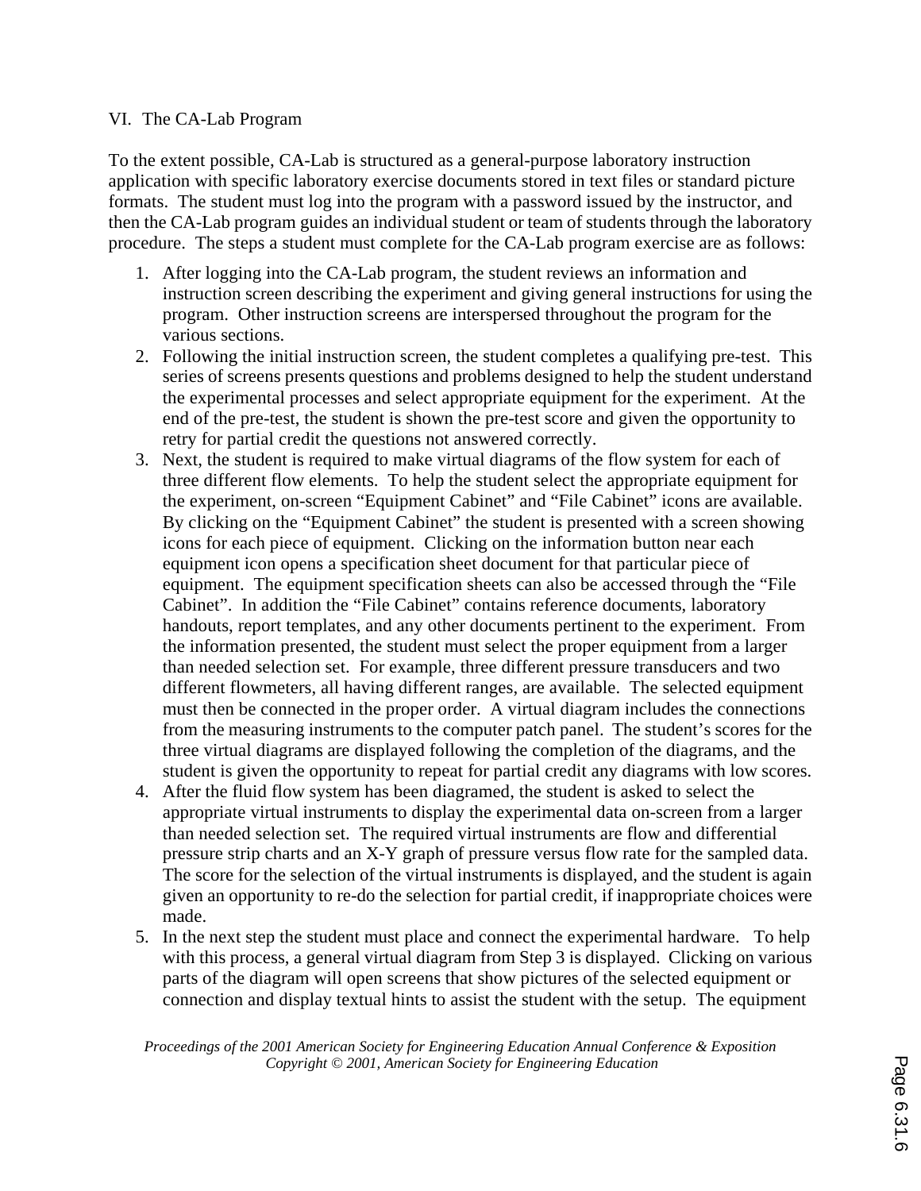## VI. The CA-Lab Program

To the extent possible, CA-Lab is structured as a general-purpose laboratory instruction application with specific laboratory exercise documents stored in text files or standard picture formats. The student must log into the program with a password issued by the instructor, and then the CA-Lab program guides an individual student or team of students through the laboratory procedure. The steps a student must complete for the CA-Lab program exercise are as follows:

1. After logging into the CA-Lab program, the student reviews an information and instruction screen describing the experiment and giving general instructions for using the program. Other instruction screens are interspersed throughout the program for the various sections.
2. Following the initial instruction screen, the student completes a qualifying pre-test. This series of screens presents questions and problems designed to help the student understand the experimental processes and select appropriate equipment for the experiment. At the end of the pre-test, the student is shown the pre-test score and given the opportunity to retry for partial credit the questions not answered correctly.
3. Next, the student is required to make virtual diagrams of the flow system for each of three different flow elements. To help the student select the appropriate equipment for the experiment, on-screen "Equipment Cabinet" and "File Cabinet" icons are available. By clicking on the "Equipment Cabinet" the student is presented with a screen showing icons for each piece of equipment. Clicking on the information button near each equipment icon opens a specification sheet document for that particular piece of equipment. The equipment specification sheets can also be accessed through the "File Cabinet". In addition the "File Cabinet" contains reference documents, laboratory handouts, report templates, and any other documents pertinent to the experiment. From the information presented, the student must select the proper equipment from a larger than needed selection set. For example, three different pressure transducers and two different flowmeters, all having different ranges, are available. The selected equipment must then be connected in the proper order. A virtual diagram includes the connections from the measuring instruments to the computer patch panel. The student's scores for the three virtual diagrams are displayed following the completion of the diagrams, and the student is given the opportunity to repeat for partial credit any diagrams with low scores.
4. After the fluid flow system has been diagramed, the student is asked to select the appropriate virtual instruments to display the experimental data on-screen from a larger than needed selection set. The required virtual instruments are flow and differential pressure strip charts and an X-Y graph of pressure versus flow rate for the sampled data. The score for the selection of the virtual instruments is displayed, and the student is again given an opportunity to re-do the selection for partial credit, if inappropriate choices were made.
5. In the next step the student must place and connect the experimental hardware. To help with this process, a general virtual diagram from Step 3 is displayed. Clicking on various parts of the diagram will open screens that show pictures of the selected equipment or connection and display textual hints to assist the student with the setup. The equipment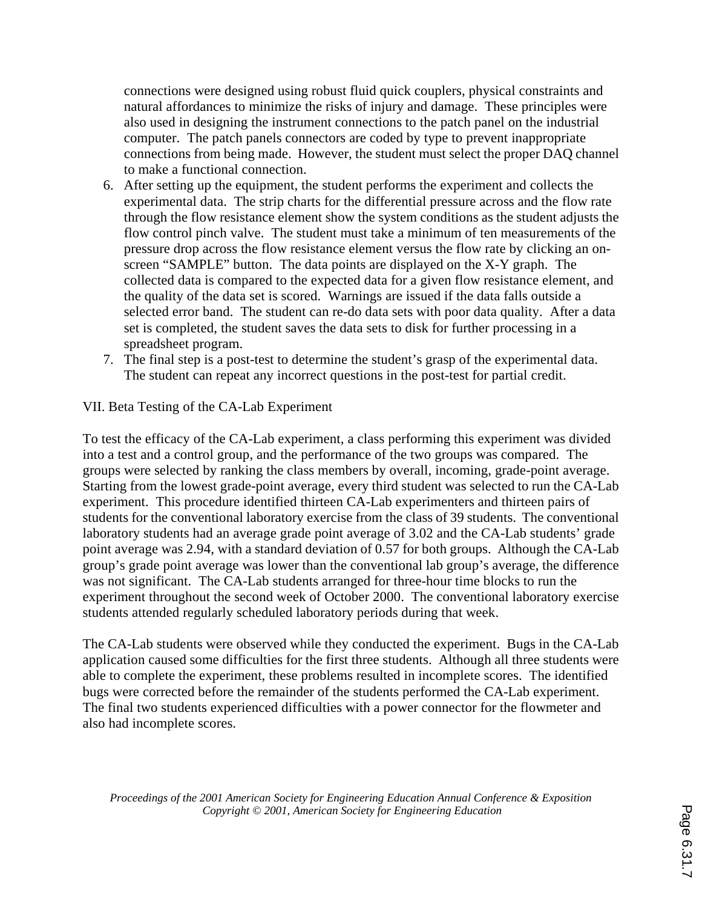connections were designed using robust fluid quick couplers, physical constraints and natural affordances to minimize the risks of injury and damage. These principles were also used in designing the instrument connections to the patch panel on the industrial computer. The patch panels connectors are coded by type to prevent inappropriate connections from being made. However, the student must select the proper DAQ channel to make a functional connection.

6. After setting up the equipment, the student performs the experiment and collects the experimental data. The strip charts for the differential pressure across and the flow rate through the flow resistance element show the system conditions as the student adjusts the flow control pinch valve. The student must take a minimum of ten measurements of the pressure drop across the flow resistance element versus the flow rate by clicking an on-screen "SAMPLE" button. The data points are displayed on the X-Y graph. The collected data is compared to the expected data for a given flow resistance element, and the quality of the data set is scored. Warnings are issued if the data falls outside a selected error band. The student can re-do data sets with poor data quality. After a data set is completed, the student saves the data sets to disk for further processing in a spreadsheet program.
7. The final step is a post-test to determine the student's grasp of the experimental data. The student can repeat any incorrect questions in the post-test for partial credit.

## VII. Beta Testing of the CA-Lab Experiment

To test the efficacy of the CA-Lab experiment, a class performing this experiment was divided into a test and a control group, and the performance of the two groups was compared. The groups were selected by ranking the class members by overall, incoming, grade-point average. Starting from the lowest grade-point average, every third student was selected to run the CA-Lab experiment. This procedure identified thirteen CA-Lab experimenters and thirteen pairs of students for the conventional laboratory exercise from the class of 39 students. The conventional laboratory students had an average grade point average of 3.02 and the CA-Lab students' grade point average was 2.94, with a standard deviation of 0.57 for both groups. Although the CA-Lab group's grade point average was lower than the conventional lab group's average, the difference was not significant. The CA-Lab students arranged for three-hour time blocks to run the experiment throughout the second week of October 2000. The conventional laboratory exercise students attended regularly scheduled laboratory periods during that week.

The CA-Lab students were observed while they conducted the experiment. Bugs in the CA-Lab application caused some difficulties for the first three students. Although all three students were able to complete the experiment, these problems resulted in incomplete scores. The identified bugs were corrected before the remainder of the students performed the CA-Lab experiment. The final two students experienced difficulties with a power connector for the flowmeter and also had incomplete scores.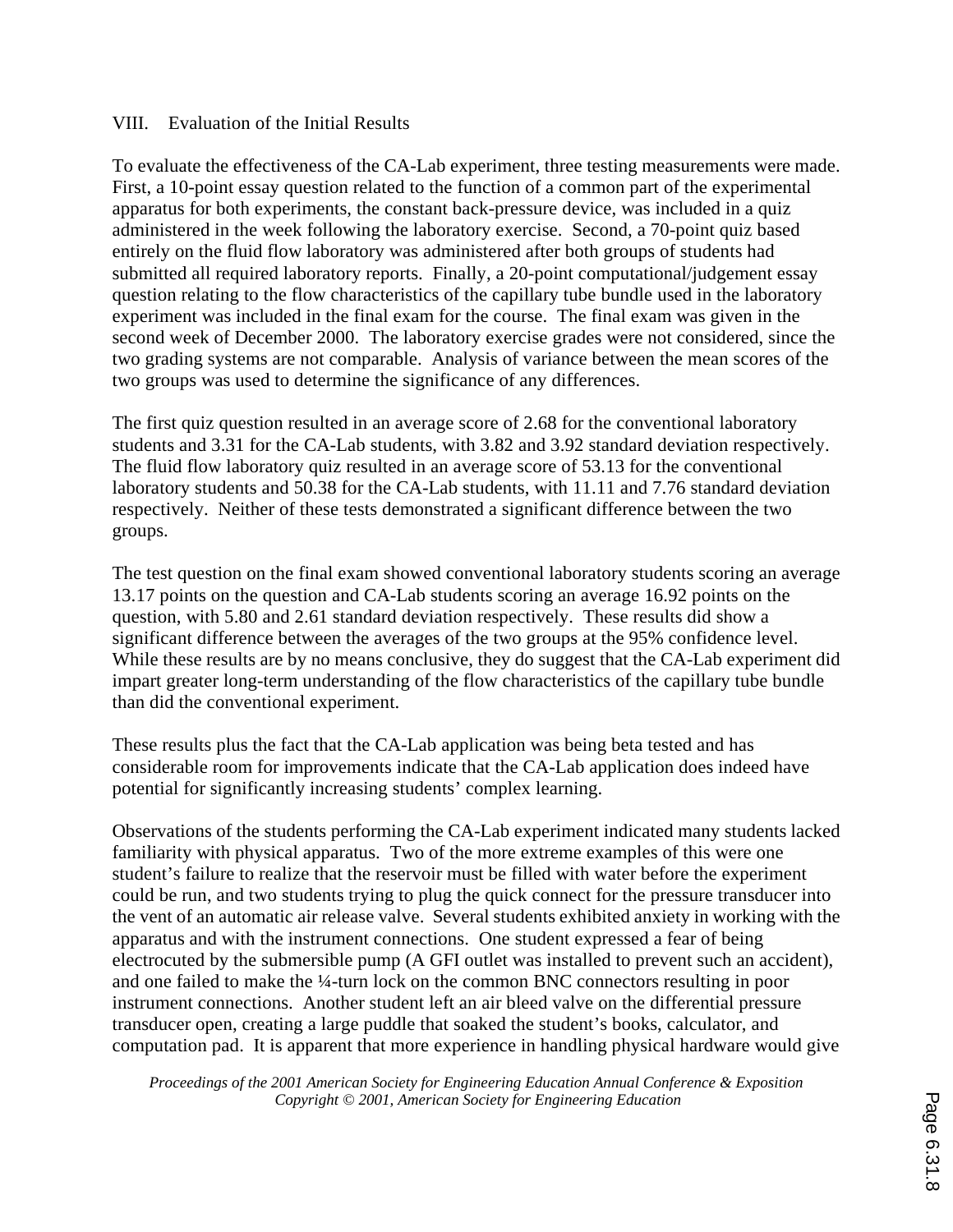## VIII. Evaluation of the Initial Results

To evaluate the effectiveness of the CA-Lab experiment, three testing measurements were made. First, a 10-point essay question related to the function of a common part of the experimental apparatus for both experiments, the constant back-pressure device, was included in a quiz administered in the week following the laboratory exercise. Second, a 70-point quiz based entirely on the fluid flow laboratory was administered after both groups of students had submitted all required laboratory reports. Finally, a 20-point computational/judgement essay question relating to the flow characteristics of the capillary tube bundle used in the laboratory experiment was included in the final exam for the course. The final exam was given in the second week of December 2000. The laboratory exercise grades were not considered, since the two grading systems are not comparable. Analysis of variance between the mean scores of the two groups was used to determine the significance of any differences.

The first quiz question resulted in an average score of 2.68 for the conventional laboratory students and 3.31 for the CA-Lab students, with 3.82 and 3.92 standard deviation respectively. The fluid flow laboratory quiz resulted in an average score of 53.13 for the conventional laboratory students and 50.38 for the CA-Lab students, with 11.11 and 7.76 standard deviation respectively. Neither of these tests demonstrated a significant difference between the two groups.

The test question on the final exam showed conventional laboratory students scoring an average 13.17 points on the question and CA-Lab students scoring an average 16.92 points on the question, with 5.80 and 2.61 standard deviation respectively. These results did show a significant difference between the averages of the two groups at the 95% confidence level. While these results are by no means conclusive, they do suggest that the CA-Lab experiment did impart greater long-term understanding of the flow characteristics of the capillary tube bundle than did the conventional experiment.

These results plus the fact that the CA-Lab application was being beta tested and has considerable room for improvements indicate that the CA-Lab application does indeed have potential for significantly increasing students' complex learning.

Observations of the students performing the CA-Lab experiment indicated many students lacked familiarity with physical apparatus. Two of the more extreme examples of this were one student's failure to realize that the reservoir must be filled with water before the experiment could be run, and two students trying to plug the quick connect for the pressure transducer into the vent of an automatic air release valve. Several students exhibited anxiety in working with the apparatus and with the instrument connections. One student expressed a fear of being electrocuted by the submersible pump (A GFI outlet was installed to prevent such an accident), and one failed to make the ¼-turn lock on the common BNC connectors resulting in poor instrument connections. Another student left an air bleed valve on the differential pressure transducer open, creating a large puddle that soaked the student's books, calculator, and computation pad. It is apparent that more experience in handling physical hardware would give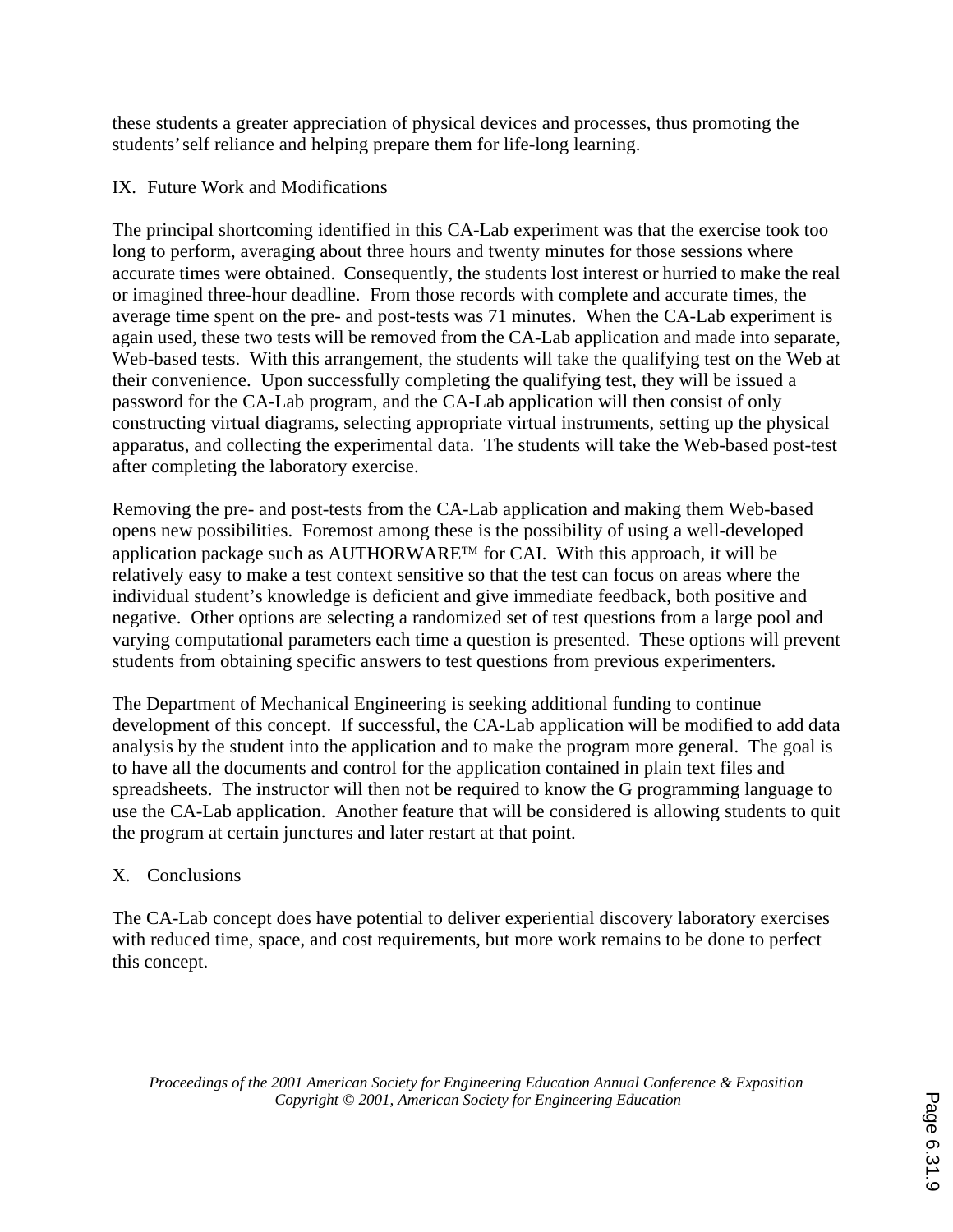these students a greater appreciation of physical devices and processes, thus promoting the students' self reliance and helping prepare them for life-long learning.

## IX. Future Work and Modifications

The principal shortcoming identified in this CA-Lab experiment was that the exercise took too long to perform, averaging about three hours and twenty minutes for those sessions where accurate times were obtained. Consequently, the students lost interest or hurried to make the real or imagined three-hour deadline. From those records with complete and accurate times, the average time spent on the pre- and post-tests was 71 minutes. When the CA-Lab experiment is again used, these two tests will be removed from the CA-Lab application and made into separate, Web-based tests. With this arrangement, the students will take the qualifying test on the Web at their convenience. Upon successfully completing the qualifying test, they will be issued a password for the CA-Lab program, and the CA-Lab application will then consist of only constructing virtual diagrams, selecting appropriate virtual instruments, setting up the physical apparatus, and collecting the experimental data. The students will take the Web-based post-test after completing the laboratory exercise.

Removing the pre- and post-tests from the CA-Lab application and making them Web-based opens new possibilities. Foremost among these is the possibility of using a well-developed application package such as AUTHORWARE™ for CAI. With this approach, it will be relatively easy to make a test context sensitive so that the test can focus on areas where the individual student's knowledge is deficient and give immediate feedback, both positive and negative. Other options are selecting a randomized set of test questions from a large pool and varying computational parameters each time a question is presented. These options will prevent students from obtaining specific answers to test questions from previous experimenters.

The Department of Mechanical Engineering is seeking additional funding to continue development of this concept. If successful, the CA-Lab application will be modified to add data analysis by the student into the application and to make the program more general. The goal is to have all the documents and control for the application contained in plain text files and spreadsheets. The instructor will then not be required to know the G programming language to use the CA-Lab application. Another feature that will be considered is allowing students to quit the program at certain junctures and later restart at that point.

## X. Conclusions

The CA-Lab concept does have potential to deliver experiential discovery laboratory exercises with reduced time, space, and cost requirements, but more work remains to be done to perfect this concept.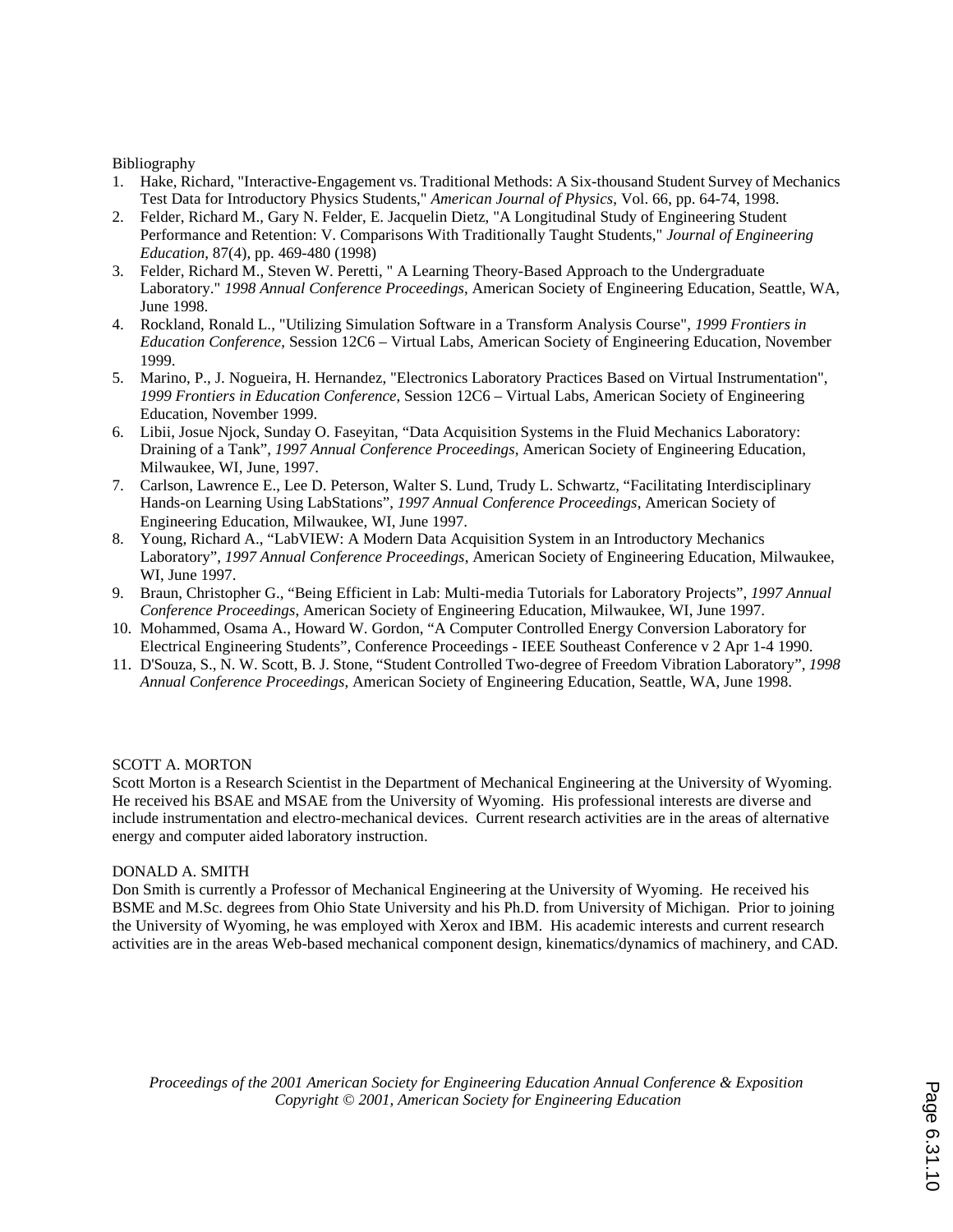Bibliography

1. Hake, Richard, "Interactive-Engagement vs. Traditional Methods: A Six-thousand Student Survey of Mechanics Test Data for Introductory Physics Students," *American Journal of Physics*, Vol. 66, pp. 64-74, 1998.
2. Felder, Richard M., Gary N. Felder, E. Jacquelin Dietz, "A Longitudinal Study of Engineering Student Performance and Retention: V. Comparisons With Traditionally Taught Students," *Journal of Engineering Education*, 87(4), pp. 469-480 (1998)
3. Felder, Richard M., Steven W. Peretti, " A Learning Theory-Based Approach to the Undergraduate Laboratory." *1998 Annual Conference Proceedings*, American Society of Engineering Education, Seattle, WA, June 1998.
4. Rockland, Ronald L., "Utilizing Simulation Software in a Transform Analysis Course", *1999 Frontiers in Education Conference*, Session 12C6 – Virtual Labs, American Society of Engineering Education, November 1999.
5. Marino, P., J. Nogueira, H. Hernandez, "Electronics Laboratory Practices Based on Virtual Instrumentation", *1999 Frontiers in Education Conference*, Session 12C6 – Virtual Labs, American Society of Engineering Education, November 1999.
6. Libii, Josue Njock, Sunday O. Faseyitan, "Data Acquisition Systems in the Fluid Mechanics Laboratory: Draining of a Tank", *1997 Annual Conference Proceedings*, American Society of Engineering Education, Milwaukee, WI, June, 1997.
7. Carlson, Lawrence E., Lee D. Peterson, Walter S. Lund, Trudy L. Schwartz, "Facilitating Interdisciplinary Hands-on Learning Using LabStations", *1997 Annual Conference Proceedings*, American Society of Engineering Education, Milwaukee, WI, June 1997.
8. Young, Richard A., "LabVIEW: A Modern Data Acquisition System in an Introductory Mechanics Laboratory", *1997 Annual Conference Proceedings*, American Society of Engineering Education, Milwaukee, WI, June 1997.
9. Braun, Christopher G., "Being Efficient in Lab: Multi-media Tutorials for Laboratory Projects", *1997 Annual Conference Proceedings*, American Society of Engineering Education, Milwaukee, WI, June 1997.
10. Mohammed, Osama A., Howard W. Gordon, "A Computer Controlled Energy Conversion Laboratory for Electrical Engineering Students", Conference Proceedings - IEEE Southeast Conference v 2 Apr 1-4 1990.
11. D'Souza, S., N. W. Scott, B. J. Stone, "Student Controlled Two-degree of Freedom Vibration Laboratory", *1998 Annual Conference Proceedings*, American Society of Engineering Education, Seattle, WA, June 1998.

SCOTT A. MORTON

Scott Morton is a Research Scientist in the Department of Mechanical Engineering at the University of Wyoming. He received his BSAE and MSAE from the University of Wyoming. His professional interests are diverse and include instrumentation and electro-mechanical devices. Current research activities are in the areas of alternative energy and computer aided laboratory instruction.

DONALD A. SMITH

Don Smith is currently a Professor of Mechanical Engineering at the University of Wyoming. He received his BSME and M.Sc. degrees from Ohio State University and his Ph.D. from University of Michigan. Prior to joining the University of Wyoming, he was employed with Xerox and IBM. His academic interests and current research activities are in the areas Web-based mechanical component design, kinematics/dynamics of machinery, and CAD.